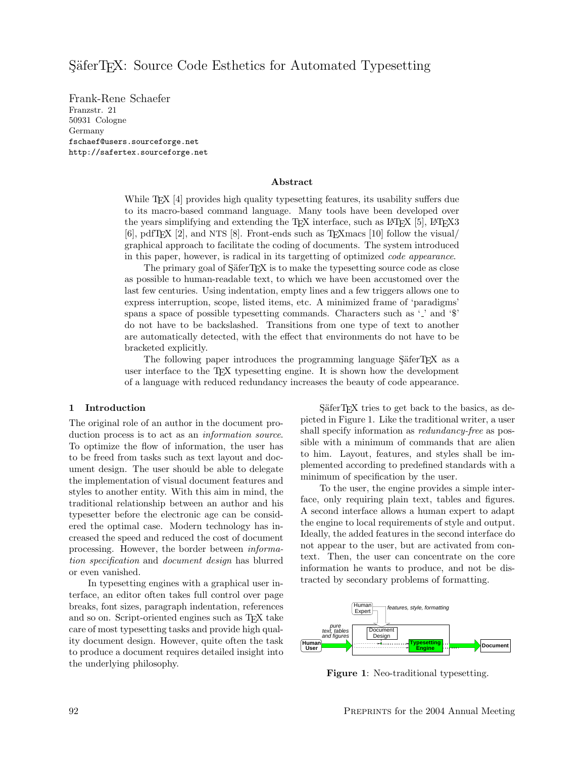# ŞäferTEX: Source Code Esthetics for Automated Typesetting

Frank-Rene Schaefer
Franzstr. 21
50931 Cologne
Germany
fschaef@users.sourceforge.net
http://safertex.sourceforge.net

### Abstract

While TEX [4] provides high quality typesetting features, its usability suffers due to its macro-based command language. Many tools have been developed over the years simplifying and extending the TEX interface, such as LATEX [5], LATEX3 [6], pdfTEX [2], and NTS [8]. Front-ends such as TEXmacs [10] follow the visual/graphical approach to facilitate the coding of documents. The system introduced in this paper, however, is radical in its targetting of optimized *code appearance*.

The primary goal of ŞäferTEX is to make the typesetting source code as close as possible to human-readable text, to which we have been accustomed over the last few centuries. Using indentation, empty lines and a few triggers allows one to express interruption, scope, listed items, etc. A minimized frame of 'paradigms' spans a space of possible typesetting commands. Characters such as '_' and '$' do not have to be backslashed. Transitions from one type of text to another are automatically detected, with the effect that environments do not have to be bracketed explicitly.

The following paper introduces the programming language ŞäferTEX as a user interface to the TEX typesetting engine. It is shown how the development of a language with reduced redundancy increases the beauty of code appearance.

## 1 Introduction

The original role of an author in the document production process is to act as an *information source*. To optimize the flow of information, the user has to be freed from tasks such as text layout and document design. The user should be able to delegate the implementation of visual document features and styles to another entity. With this aim in mind, the traditional relationship between an author and his typesetter before the electronic age can be considered the optimal case. Modern technology has increased the speed and reduced the cost of document processing. However, the border between *information specification* and *document design* has blurred or even vanished.

In typesetting engines with a graphical user interface, an editor often takes full control over page breaks, font sizes, paragraph indentation, references and so on. Script-oriented engines such as TEX take care of most typesetting tasks and provide high quality document design. However, quite often the task to produce a document requires detailed insight into the underlying philosophy.

ŞäferTEX tries to get back to the basics, as depicted in Figure 1. Like the traditional writer, a user shall specify information as *redundancy-free* as possible with a minimum of commands that are alien to him. Layout, features, and styles shall be implemented according to predefined standards with a minimum of specification by the user.

To the user, the engine provides a simple interface, only requiring plain text, tables and figures. A second interface allows a human expert to adapt the engine to local requirements of style and output. Ideally, the added features in the second interface do not appear to the user, but are activated from context. Then, the user can concentrate on the core information he wants to produce, and not be distracted by secondary problems of formatting.

Human Expert
features, style, formatting
pure text, tables and figures
Human User
Document Design
Typesetting Engine
Document

**Figure 1**: Neo-traditional typesetting.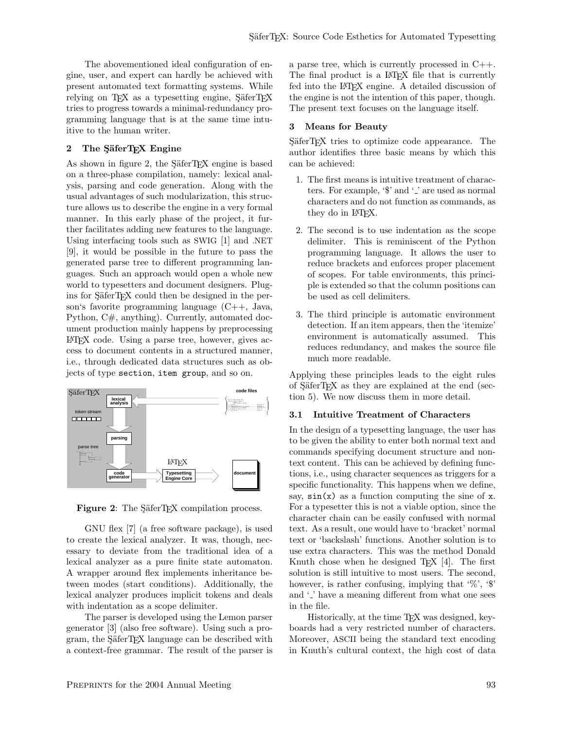The abovementioned ideal configuration of engine, user, and expert can hardly be achieved with present automated text formatting systems. While relying on TEX as a typesetting engine, ŞäferTEX tries to progress towards a minimal-redundancy programming language that is at the same time intuitive to the human writer.

## 2 The ŞäferTEX Engine

As shown in figure 2, the ŞäferTEX engine is based on a three-phase compilation, namely: lexical analysis, parsing and code generation. Along with the usual advantages of such modularization, this structure allows us to describe the engine in a very formal manner. In this early phase of the project, it further facilitates adding new features to the language. Using interfacing tools such as SWIG [1] and .NET [9], it would be possible in the future to pass the generated parse tree to different programming languages. Such an approach would open a whole new world to typesetters and document designers. Plugins for ŞäferTEX could then be designed in the person's favorite programming language (C++, Java, Python, C#, anything). Currently, automated document production mainly happens by preprocessing LATEX code. Using a parse tree, however, gives access to document contents in a structured manner, i.e., through dedicated data structures such as objects of type `section`, `item group`, and so on.

**Figure 2**: The ŞäferTEX compilation process.

GNU flex [7] (a free software package), is used to create the lexical analyzer. It was, though, necessary to deviate from the traditional idea of a lexical analyzer as a pure finite state automaton. A wrapper around flex implements inheritance between modes (start conditions). Additionally, the lexical analyzer produces implicit tokens and deals with indentation as a scope delimiter.

The parser is developed using the Lemon parser generator [3] (also free software). Using such a program, the ŞäferTEX language can be described with a context-free grammar. The result of the parser is a parse tree, which is currently processed in C++. The final product is a LATEX file that is currently fed into the LATEX engine. A detailed discussion of the engine is not the intention of this paper, though. The present text focuses on the language itself.

## 3 Means for Beauty

ŞäferTEX tries to optimize code appearance. The author identifies three basic means by which this can be achieved:

1. The first means is intuitive treatment of characters. For example, '$' and '_' are used as normal characters and do not function as commands, as they do in LATEX.
2. The second is to use indentation as the scope delimiter. This is reminiscent of the Python programming language. It allows the user to reduce brackets and enforces proper placement of scopes. For table environments, this principle is extended so that the column positions can be used as cell delimiters.
3. The third principle is automatic environment detection. If an item appears, then the 'itemize' environment is automatically assumed. This reduces redundancy, and makes the source file much more readable.

Applying these principles leads to the eight rules of ŞäferTEX as they are explained at the end (section 5). We now discuss them in more detail.

### 3.1 Intuitive Treatment of Characters

In the design of a typesetting language, the user has to be given the ability to enter both normal text and commands specifying document structure and non-text content. This can be achieved by defining functions, i.e., using character sequences as triggers for a specific functionality. This happens when we define, say, `sin(x)` as a function computing the sine of `x`. For a typesetter this is not a viable option, since the character chain can be easily confused with normal text. As a result, one would have to 'bracket' normal text or 'backslash' functions. Another solution is to use extra characters. This was the method Donald Knuth chose when he designed TEX [4]. The first solution is still intuitive to most users. The second, however, is rather confusing, implying that '%', '$' and '_' have a meaning different from what one sees in the file.

Historically, at the time TEX was designed, keyboards had a very restricted number of characters. Moreover, ASCII being the standard text encoding in Knuth's cultural context, the high cost of data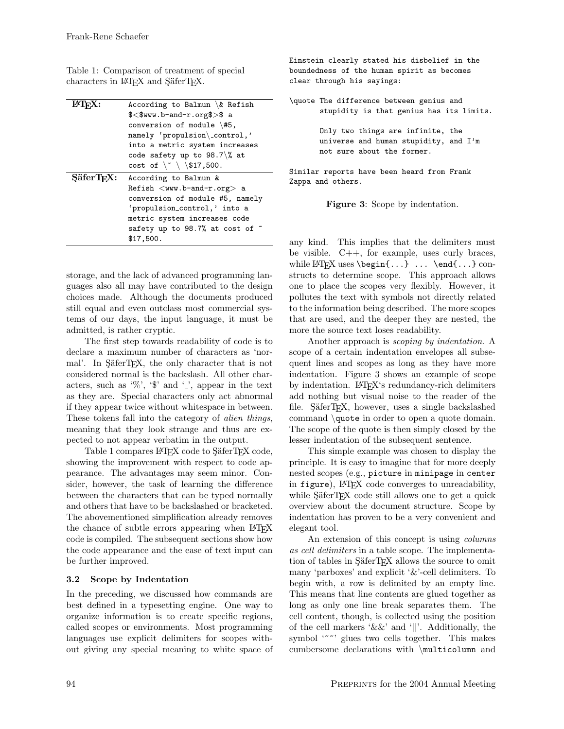Table 1: Comparison of treatment of special characters in LaTeX and ŞäferTeX.

| | |
|---|---|
| **LaTeX:** | `According to Balmun \& Refish $<$www.b-and-r.org$>$ a conversion of module \#5, namely 'propulsion\_control,' into a metric system increases code safety up to 98.7\% at cost of \~ \ \$17,500.` |
| **ŞäferTeX:** | `According to Balmun & Refish <www.b-and-r.org> a conversion of module #5, namely 'propulsion_control,' into a metric system increases code safety up to 98.7% at cost of ~ $17,500.` |

storage, and the lack of advanced programming languages also all may have contributed to the design choices made. Although the documents produced still equal and even outclass most commercial systems of our days, the input language, it must be admitted, is rather cryptic.

The first step towards readability of code is to declare a maximum number of characters as 'normal'. In ŞäferTeX, the only character that is not considered normal is the backslash. All other characters, such as '%', '$' and '_', appear in the text as they are. Special characters only act abnormal if they appear twice without whitespace in between. These tokens fall into the category of *alien things*, meaning that they look strange and thus are expected to not appear verbatim in the output.

Table 1 compares LaTeX code to ŞäferTeX code, showing the improvement with respect to code appearance. The advantages may seem minor. Consider, however, the task of learning the difference between the characters that can be typed normally and others that have to be backslashed or bracketed. The abovementioned simplification already removes the chance of subtle errors appearing when LaTeX code is compiled. The subsequent sections show how the code appearance and the ease of text input can be further improved.

### 3.2 Scope by Indentation

In the preceding, we discussed how commands are best defined in a typesetting engine. One way to organize information is to create specific regions, called scopes or environments. Most programming languages use explicit delimiters for scopes without giving any special meaning to white space of any kind. This implies that the delimiters must be visible. C++, for example, uses curly braces, while LaTeX uses `\begin{...} ... \end{...}` constructs to determine scope. This approach allows one to place the scopes very flexibly. However, it pollutes the text with symbols not directly related to the information being described. The more scopes that are used, and the deeper they are nested, the more the source text loses readability.

```
Einstein clearly stated his disbelief in the
boundedness of the human spirit as becomes
clear through his sayings:

\quote The difference between genius and
       stupidity is that genius has its limits.

       Only two things are infinite, the
       universe and human stupidity, and I'm
       not sure about the former.

Similar reports have been heard from Frank
Zappa and others.
```

**Figure 3**: Scope by indentation.

Another approach is *scoping by indentation*. A scope of a certain indentation envelopes all subsequent lines and scopes as long as they have more indentation. Figure 3 shows an example of scope by indentation. LaTeX's redundancy-rich delimiters add nothing but visual noise to the reader of the file. ŞäferTeX, however, uses a single backslashed command `\quote` in order to open a quote domain. The scope of the quote is then simply closed by the lesser indentation of the subsequent sentence.

This simple example was chosen to display the principle. It is easy to imagine that for more deeply nested scopes (e.g., `picture` in `minipage` in `center` in `figure`), LaTeX code converges to unreadability, while ŞäferTeX code still allows one to get a quick overview about the document structure. Scope by indentation has proven to be a very convenient and elegant tool.

An extension of this concept is using *columns as cell delimiters* in a table scope. The implementation of tables in ŞäferTeX allows the source to omit many 'parboxes' and explicit '&'-cell delimiters. To begin with, a row is delimited by an empty line. This means that line contents are glued together as long as only one line break separates them. The cell content, though, is collected using the position of the cell markers '&&' and '||'. Additionally, the symbol '~~' glues two cells together. This makes cumbersome declarations with `\multicolumn` and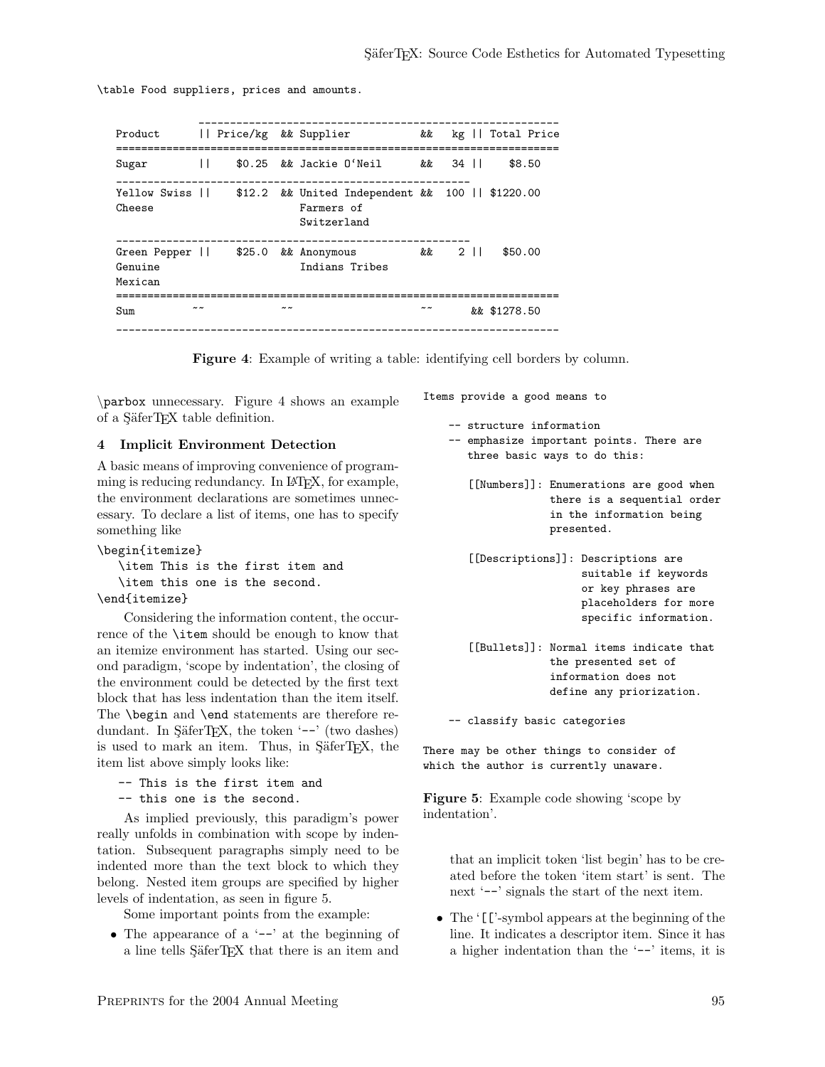```
\table Food suppliers, prices and amounts.

               --------------------------------------------------------
   Product      || Price/kg  && Supplier           &&   kg || Total Price
   ====================================================================
   Sugar        ||    $0.25  && Jackie O'Neil      &&   34 ||     $8.50
   ---------------------------------------------------------
   Yellow Swiss ||    $12.2  && United Independent &&  100 || $1220.00
   Cheese                       Farmers of
                                Switzerland
   ---------------------------------------------------------
   Green Pepper ||    $25.0  && Anonymous          &&    2 ||    $50.00
   Genuine                      Indians Tribes
   Mexican
   ====================================================================
   Sum          ~~           ~~                    ~~       && $1278.50
   --------------------------------------------------------------------
```

**Figure 4**: Example of writing a table: identifying cell borders by column.

`\parbox` unnecessary. Figure 4 shows an example of a ŞäferTEX table definition.

## 4 Implicit Environment Detection

A basic means of improving convenience of programming is reducing redundancy. In LaTeX, for example, the environment declarations are sometimes unnecessary. To declare a list of items, one has to specify something like

```
\begin{itemize}
   \item This is the first item and
   \item this one is the second.
\end{itemize}
```

Considering the information content, the occurrence of the `\item` should be enough to know that an itemize environment has started. Using our second paradigm, 'scope by indentation', the closing of the environment could be detected by the first text block that has less indentation than the item itself. The `\begin` and `\end` statements are therefore redundant. In ŞäferTEX, the token '`--`' (two dashes) is used to mark an item. Thus, in ŞäferTEX, the item list above simply looks like:

```
-- This is the first item and
-- this one is the second.
```

As implied previously, this paradigm's power really unfolds in combination with scope by indentation. Subsequent paragraphs simply need to be indented more than the text block to which they belong. Nested item groups are specified by higher levels of indentation, as seen in figure 5.

Some important points from the example:

- The appearance of a '`--`' at the beginning of a line tells ŞäferTEX that there is an item and that an implicit token 'list begin' has to be created before the token 'item start' is sent. The next '`--`' signals the start of the next item.
- The '`[[`'-symbol appears at the beginning of the line. It indicates a descriptor item. Since it has a higher indentation than the '`--`' items, it is

```
Items provide a good means to

    -- structure information
    -- emphasize important points. There are
       three basic ways to do this:

       [[Numbers]]: Enumerations are good when
                    there is a sequential order
                    in the information being
                    presented.

       [[Descriptions]]: Descriptions are
                         suitable if keywords
                         or key phrases are
                         placeholders for more
                         specific information.

       [[Bullets]]: Normal items indicate that
                    the presented set of
                    information does not
                    define any priorization.

    -- classify basic categories

There may be other things to consider of
which the author is currently unaware.
```

**Figure 5**: Example code showing 'scope by indentation'.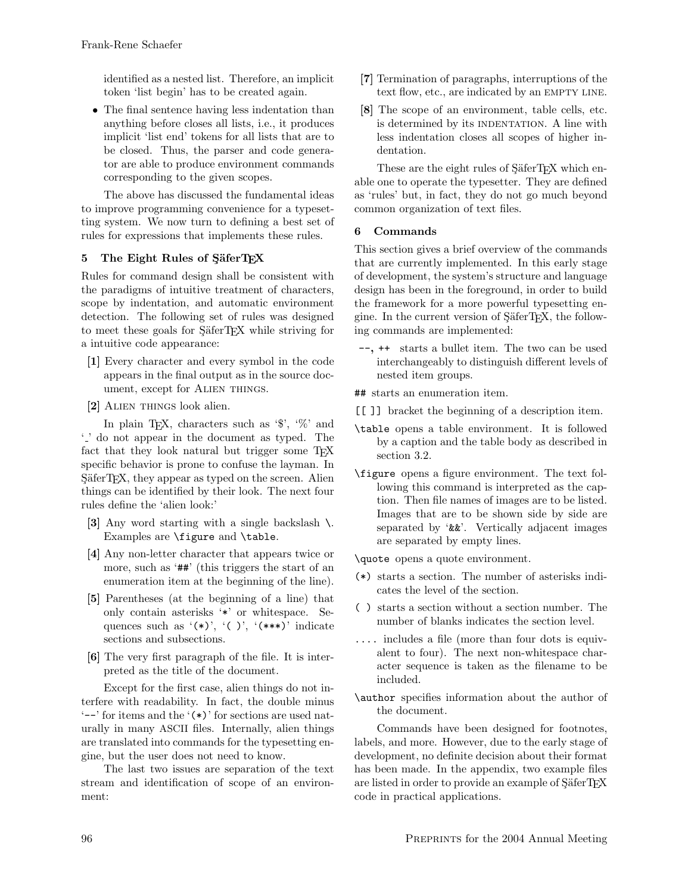identified as a nested list. Therefore, an implicit token 'list begin' has to be created again.

- The final sentence having less indentation than anything before closes all lists, i.e., it produces implicit 'list end' tokens for all lists that are to be closed. Thus, the parser and code generator are able to produce environment commands corresponding to the given scopes.

The above has discussed the fundamental ideas to improve programming convenience for a typesetting system. We now turn to defining a best set of rules for expressions that implements these rules.

## 5 The Eight Rules of ŞäferTEX

Rules for command design shall be consistent with the paradigms of intuitive treatment of characters, scope by indentation, and automatic environment detection. The following set of rules was designed to meet these goals for ŞäferTEX while striving for a intuitive code appearance:

**[1]** Every character and every symbol in the code appears in the final output as in the source document, except for ALIEN THINGS.

**[2]** ALIEN THINGS look alien.

In plain TEX, characters such as '$', '%' and '_' do not appear in the document as typed. The fact that they look natural but trigger some TEX specific behavior is prone to confuse the layman. In ŞäferTEX, they appear as typed on the screen. Alien things can be identified by their look. The next four rules define the 'alien look:'

**[3]** Any word starting with a single backslash `\`. Examples are `\figure` and `\table`.

**[4]** Any non-letter character that appears twice or more, such as '`##`' (this triggers the start of an enumeration item at the beginning of the line).

**[5]** Parentheses (at the beginning of a line) that only contain asterisks '`*`' or whitespace. Sequences such as '`(*)`', '`( )`', '`(***)`' indicate sections and subsections.

**[6]** The very first paragraph of the file. It is interpreted as the title of the document.

Except for the first case, alien things do not interfere with readability. In fact, the double minus '`--`' for items and the '`(*)`' for sections are used naturally in many ASCII files. Internally, alien things are translated into commands for the typesetting engine, but the user does not need to know.

The last two issues are separation of the text stream and identification of scope of an environment:

**[7]** Termination of paragraphs, interruptions of the text flow, etc., are indicated by an EMPTY LINE.

**[8]** The scope of an environment, table cells, etc. is determined by its INDENTATION. A line with less indentation closes all scopes of higher indentation.

These are the eight rules of ŞäferTEX which enable one to operate the typesetter. They are defined as 'rules' but, in fact, they do not go much beyond common organization of text files.

## 6 Commands

This section gives a brief overview of the commands that are currently implemented. In this early stage of development, the system's structure and language design has been in the foreground, in order to build the framework for a more powerful typesetting engine. In the current version of ŞäferTEX, the following commands are implemented:

- `--`, `++` starts a bullet item. The two can be used interchangeably to distinguish different levels of nested item groups.
- `##` starts an enumeration item.
- `[[ ]]` bracket the beginning of a description item.
- `\table` opens a table environment. It is followed by a caption and the table body as described in section 3.2.
- `\figure` opens a figure environment. The text following this command is interpreted as the caption. Then file names of images are to be listed. Images that are to be shown side by side are separated by '`&&`'. Vertically adjacent images are separated by empty lines.
- `\quote` opens a quote environment.
- `(*)` starts a section. The number of asterisks indicates the level of the section.
- `( )` starts a section without a section number. The number of blanks indicates the section level.
- `....` includes a file (more than four dots is equivalent to four). The next non-whitespace character sequence is taken as the filename to be included.
- `\author` specifies information about the author of the document.

Commands have been designed for footnotes, labels, and more. However, due to the early stage of development, no definite decision about their format has been made. In the appendix, two example files are listed in order to provide an example of ŞäferTEX code in practical applications.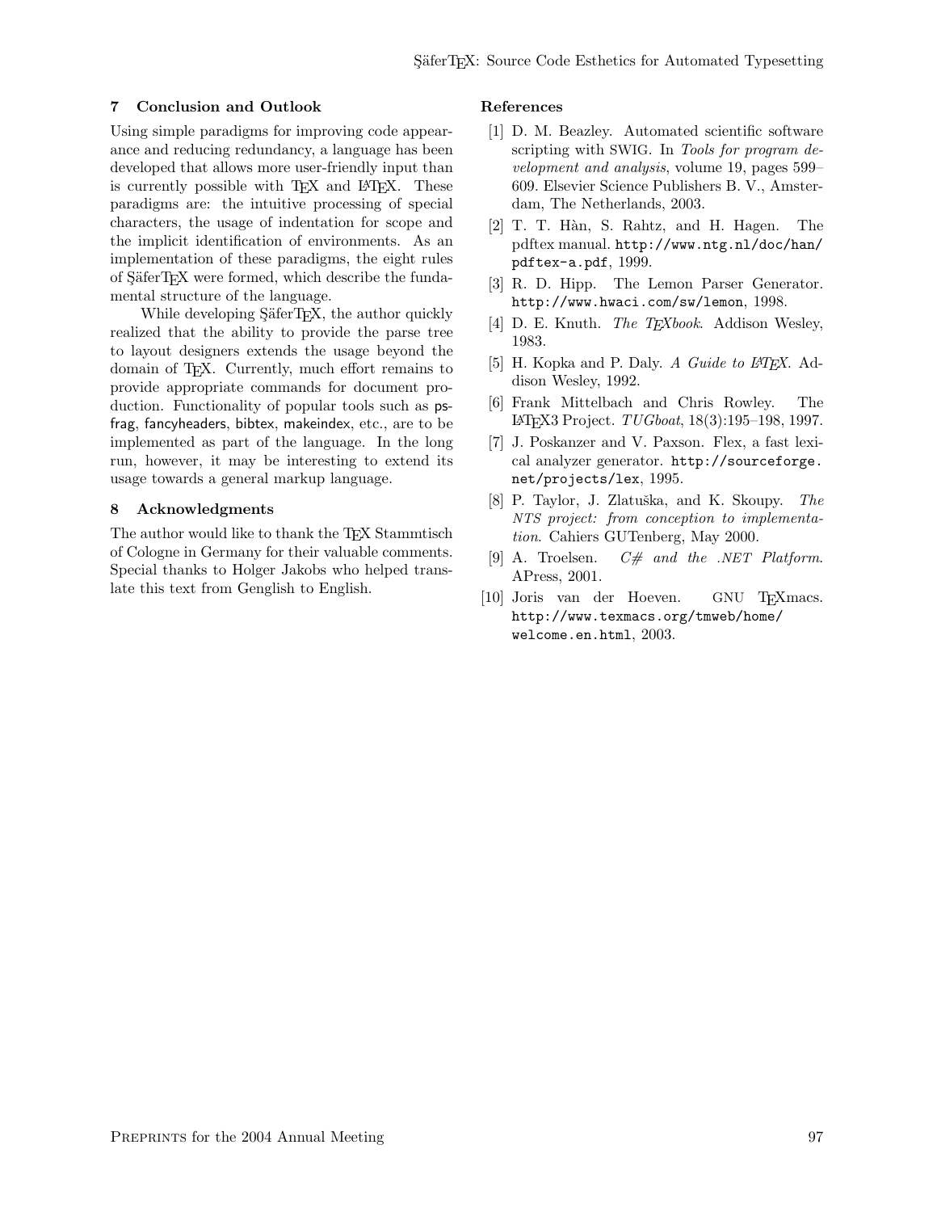## 7 Conclusion and Outlook

Using simple paradigms for improving code appearance and reducing redundancy, a language has been developed that allows more user-friendly input than is currently possible with TEX and LATEX. These paradigms are: the intuitive processing of special characters, the usage of indentation for scope and the implicit identification of environments. As an implementation of these paradigms, the eight rules of ŞäferTEX were formed, which describe the fundamental structure of the language.

While developing ŞäferTEX, the author quickly realized that the ability to provide the parse tree to layout designers extends the usage beyond the domain of TEX. Currently, much effort remains to provide appropriate commands for document production. Functionality of popular tools such as psfrag, fancyheaders, bibtex, makeindex, etc., are to be implemented as part of the language. In the long run, however, it may be interesting to extend its usage towards a general markup language.

## 8 Acknowledgments

The author would like to thank the TEX Stammtisch of Cologne in Germany for their valuable comments. Special thanks to Holger Jakobs who helped translate this text from Genglish to English.

## References

[1] D. M. Beazley. Automated scientific software scripting with SWIG. In *Tools for program development and analysis*, volume 19, pages 599–609. Elsevier Science Publishers B. V., Amsterdam, The Netherlands, 2003.

[2] T. T. Hàn, S. Rahtz, and H. Hagen. The pdftex manual. `http://www.ntg.nl/doc/han/pdftex-a.pdf`, 1999.

[3] R. D. Hipp. The Lemon Parser Generator. `http://www.hwaci.com/sw/lemon`, 1998.

[4] D. E. Knuth. *The TEXbook*. Addison Wesley, 1983.

[5] H. Kopka and P. Daly. *A Guide to LATEX*. Addison Wesley, 1992.

[6] Frank Mittelbach and Chris Rowley. The LATEX3 Project. *TUGboat*, 18(3):195–198, 1997.

[7] J. Poskanzer and V. Paxson. Flex, a fast lexical analyzer generator. `http://sourceforge.net/projects/lex`, 1995.

[8] P. Taylor, J. Zlatuška, and K. Skoupy. *The NTS project: from conception to implementation*. Cahiers GUTenberg, May 2000.

[9] A. Troelsen. *C# and the .NET Platform*. APress, 2001.

[10] Joris van der Hoeven. GNU TEXmacs. `http://www.texmacs.org/tmweb/home/welcome.en.html`, 2003.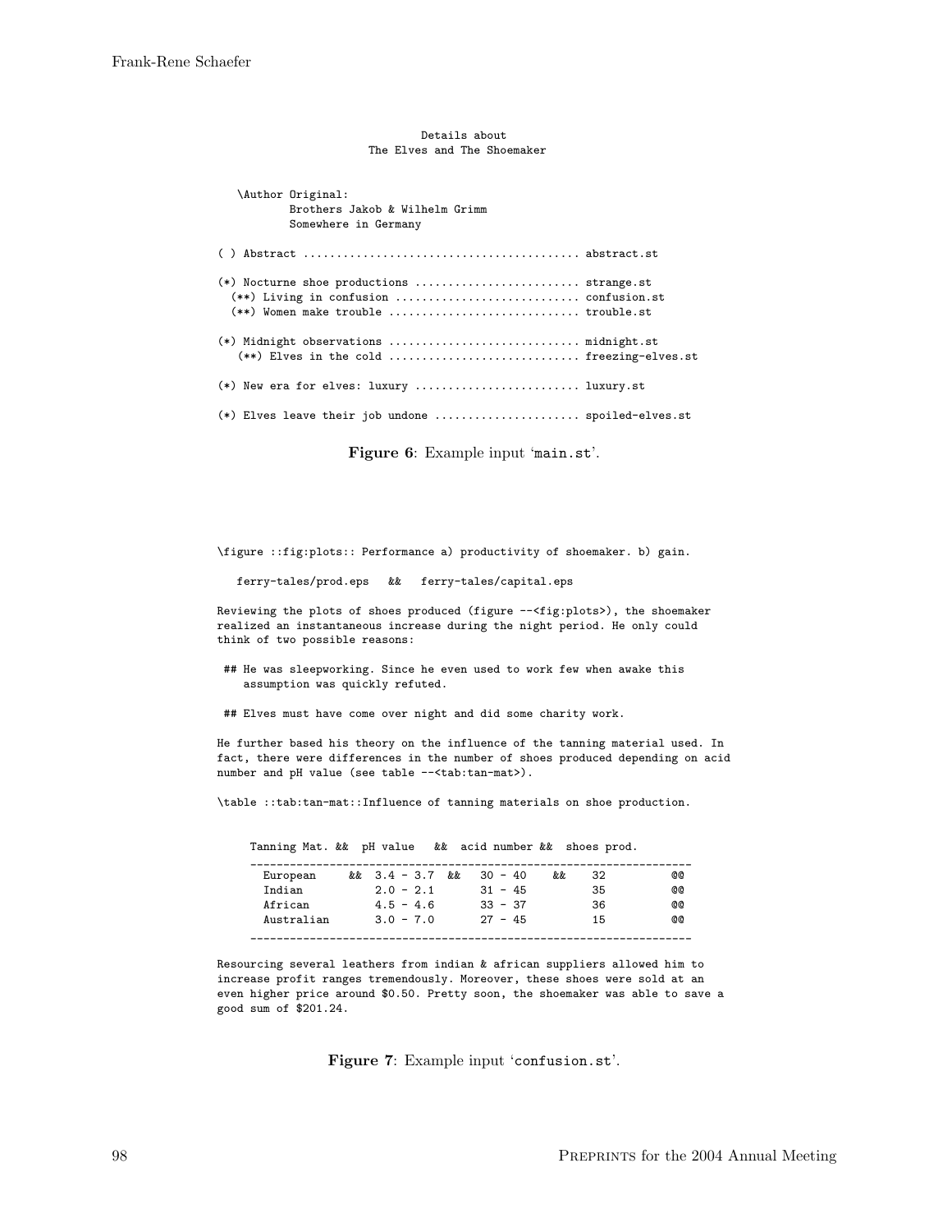```
                                Details about
                          The Elves and The Shoemaker


   \Author Original:
          Brothers Jakob & Wilhelm Grimm
          Somewhere in Germany

( ) Abstract ......................................... abstract.st

(*) Nocturne shoe productions ......................... strange.st
  (**) Living in confusion ........................... confusion.st
  (**) Women make trouble ............................ trouble.st

(*) Midnight observations ............................ midnight.st
   (**) Elves in the cold ............................ freezing-elves.st

(*) New era for elves: luxury ........................ luxury.st

(*) Elves leave their job undone ..................... spoiled-elves.st
```

**Figure 6**: Example input 'main.st'.

```
\figure ::fig:plots:: Performance a) productivity of shoemaker. b) gain.

   ferry-tales/prod.eps   &&   ferry-tales/capital.eps

Reviewing the plots of shoes produced (figure --<fig:plots>), the shoemaker
realized an instantaneous increase during the night period. He only could
think of two possible reasons:

 ## He was sleepworking. Since he even used to work few when awake this
    assumption was quickly refuted.

 ## Elves must have come over night and did some charity work.

He further based his theory on the influence of the tanning material used. In
fact, there were differences in the number of shoes produced depending on acid
number and pH value (see table --<tab:tan-mat>).

\table ::tab:tan-mat::Influence of tanning materials on shoe production.


     Tanning Mat. &&  pH value   &&  acid number &&  shoes prod.
     -----------------------------------------------------------------
       European    &&  3.4 - 3.7  &&   30 - 40    &&   32          @@
       Indian          2.0 - 2.1       31 - 45         35          @@
       African         4.5 - 4.6       33 - 37         36          @@
       Australian      3.0 - 7.0       27 - 45         15          @@
     -----------------------------------------------------------------

Resourcing several leathers from indian & african suppliers allowed him to
increase profit ranges tremendously. Moreover, these shoes were sold at an
even higher price around $0.50. Pretty soon, the shoemaker was able to save a
good sum of $201.24.
```

**Figure 7**: Example input 'confusion.st'.